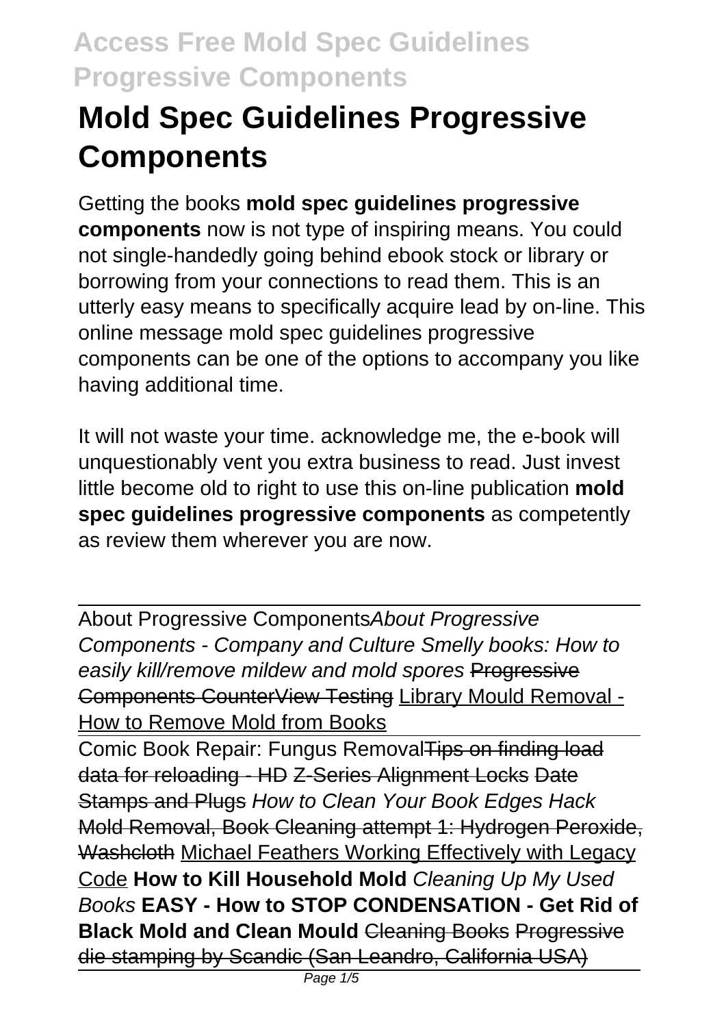// Mold Spec Guidelines Progressive Components

# Mold Spec Guidelines Progressive Components

Getting the books **mold spec guidelines progressive components** now is not type of inspiring means. You could not single-handedly going behind ebook stock or library or borrowing from your connections to read them. This is an utterly easy means to specifically acquire lead by on-line. This online message mold spec guidelines progressive components can be one of the options to accompany you like having additional time.

It will not waste your time. acknowledge me, the e-book will unquestionably vent you extra business to read. Just invest little become old to right to use this on-line publication **mold spec guidelines progressive components** as competently as review them wherever you are now.

---

About Progressive Components*About Progressive Components - Company and Culture Smelly books: How to easily kill/remove mildew and mold spores* ~~Progressive Components CounterView Testing~~ Library Mould Removal - How to Remove Mold from Books

---

Comic Book Repair: Fungus Removal~~Tips on finding load data for reloading - HD~~ ~~Z-Series Alignment Locks~~ ~~Date Stamps and Plugs~~ *How to Clean Your Book Edges Hack* ~~Mold Removal, Book Cleaning attempt 1: Hydrogen Peroxide, Washcloth~~ Michael Feathers Working Effectively with Legacy Code **How to Kill Household Mold** *Cleaning Up My Used Books* **EASY - How to STOP CONDENSATION - Get Rid of Black Mold and Clean Mould** ~~Cleaning Books~~ ~~Progressive die stamping by Scandic (San Leandro, California USA)~~

---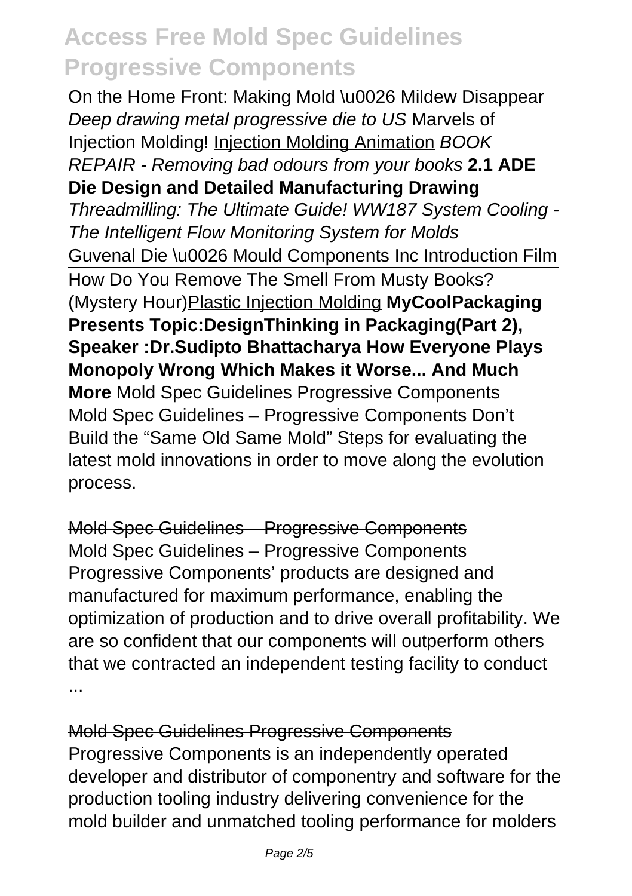On the Home Front: Making Mold \u0026 Mildew Disappear *Deep drawing metal progressive die to US* Marvels of Injection Molding! Injection Molding Animation *BOOK REPAIR - Removing bad odours from your books* **2.1 ADE Die Design and Detailed Manufacturing Drawing** *Threadmilling: The Ultimate Guide! WW187 System Cooling - The Intelligent Flow Monitoring System for Molds*

Guvenal Die \u0026 Mould Components Inc Introduction Film

How Do You Remove The Smell From Musty Books? (Mystery Hour)Plastic Injection Molding **MyCoolPackaging Presents Topic:DesignThinking in Packaging(Part 2), Speaker :Dr.Sudipto Bhattacharya How Everyone Plays Monopoly Wrong Which Makes it Worse... And Much More** ~~Mold Spec Guidelines Progressive Components~~

Mold Spec Guidelines – Progressive Components Don't Build the "Same Old Same Mold" Steps for evaluating the latest mold innovations in order to move along the evolution process.

~~Mold Spec Guidelines – Progressive Components~~

Mold Spec Guidelines – Progressive Components Progressive Components' products are designed and manufactured for maximum performance, enabling the optimization of production and to drive overall profitability. We are so confident that our components will outperform others that we contracted an independent testing facility to conduct ...

~~Mold Spec Guidelines Progressive Components~~

Progressive Components is an independently operated developer and distributor of componentry and software for the production tooling industry delivering convenience for the mold builder and unmatched tooling performance for molders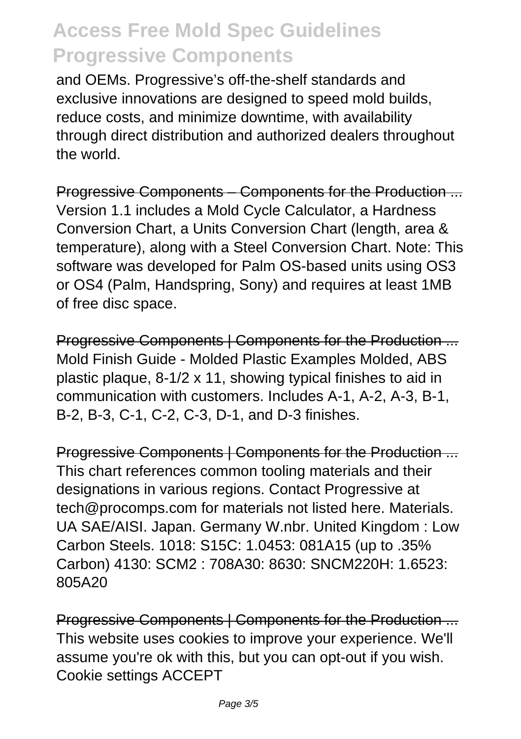and OEMs. Progressive's off-the-shelf standards and exclusive innovations are designed to speed mold builds, reduce costs, and minimize downtime, with availability through direct distribution and authorized dealers throughout the world.

Progressive Components – Components for the Production ...
Version 1.1 includes a Mold Cycle Calculator, a Hardness Conversion Chart, a Units Conversion Chart (length, area & temperature), along with a Steel Conversion Chart. Note: This software was developed for Palm OS-based units using OS3 or OS4 (Palm, Handspring, Sony) and requires at least 1MB of free disc space.

Progressive Components | Components for the Production ...
Mold Finish Guide - Molded Plastic Examples Molded, ABS plastic plaque, 8-1/2 x 11, showing typical finishes to aid in communication with customers. Includes A-1, A-2, A-3, B-1, B-2, B-3, C-1, C-2, C-3, D-1, and D-3 finishes.

Progressive Components | Components for the Production ...
This chart references common tooling materials and their designations in various regions. Contact Progressive at tech@procomps.com for materials not listed here. Materials. UA SAE/AISI. Japan. Germany W.nbr. United Kingdom : Low Carbon Steels. 1018: S15C: 1.0453: 081A15 (up to .35% Carbon) 4130: SCM2 : 708A30: 8630: SNCM220H: 1.6523: 805A20

Progressive Components | Components for the Production ...
This website uses cookies to improve your experience. We'll assume you're ok with this, but you can opt-out if you wish. Cookie settings ACCEPT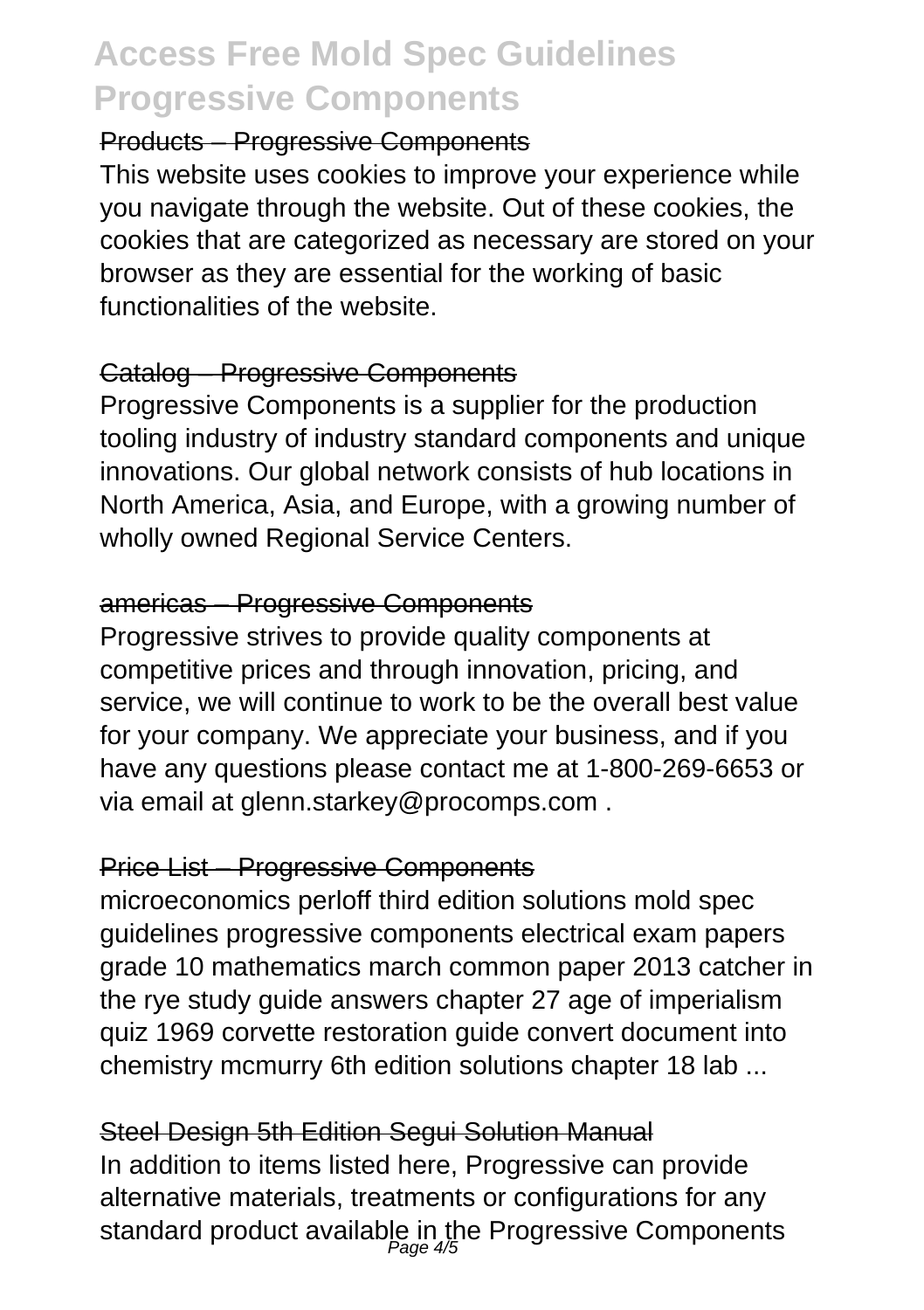## Products – Progressive Components

This website uses cookies to improve your experience while you navigate through the website. Out of these cookies, the cookies that are categorized as necessary are stored on your browser as they are essential for the working of basic functionalities of the website.

## Catalog – Progressive Components

Progressive Components is a supplier for the production tooling industry of industry standard components and unique innovations. Our global network consists of hub locations in North America, Asia, and Europe, with a growing number of wholly owned Regional Service Centers.

## americas – Progressive Components

Progressive strives to provide quality components at competitive prices and through innovation, pricing, and service, we will continue to work to be the overall best value for your company. We appreciate your business, and if you have any questions please contact me at 1-800-269-6653 or via email at glenn.starkey@procomps.com .

## Price List – Progressive Components

microeconomics perloff third edition solutions mold spec guidelines progressive components electrical exam papers grade 10 mathematics march common paper 2013 catcher in the rye study guide answers chapter 27 age of imperialism quiz 1969 corvette restoration guide convert document into chemistry mcmurry 6th edition solutions chapter 18 lab ...

## Steel Design 5th Edition Segui Solution Manual

In addition to items listed here, Progressive can provide alternative materials, treatments or configurations for any standard product available in the Progressive Components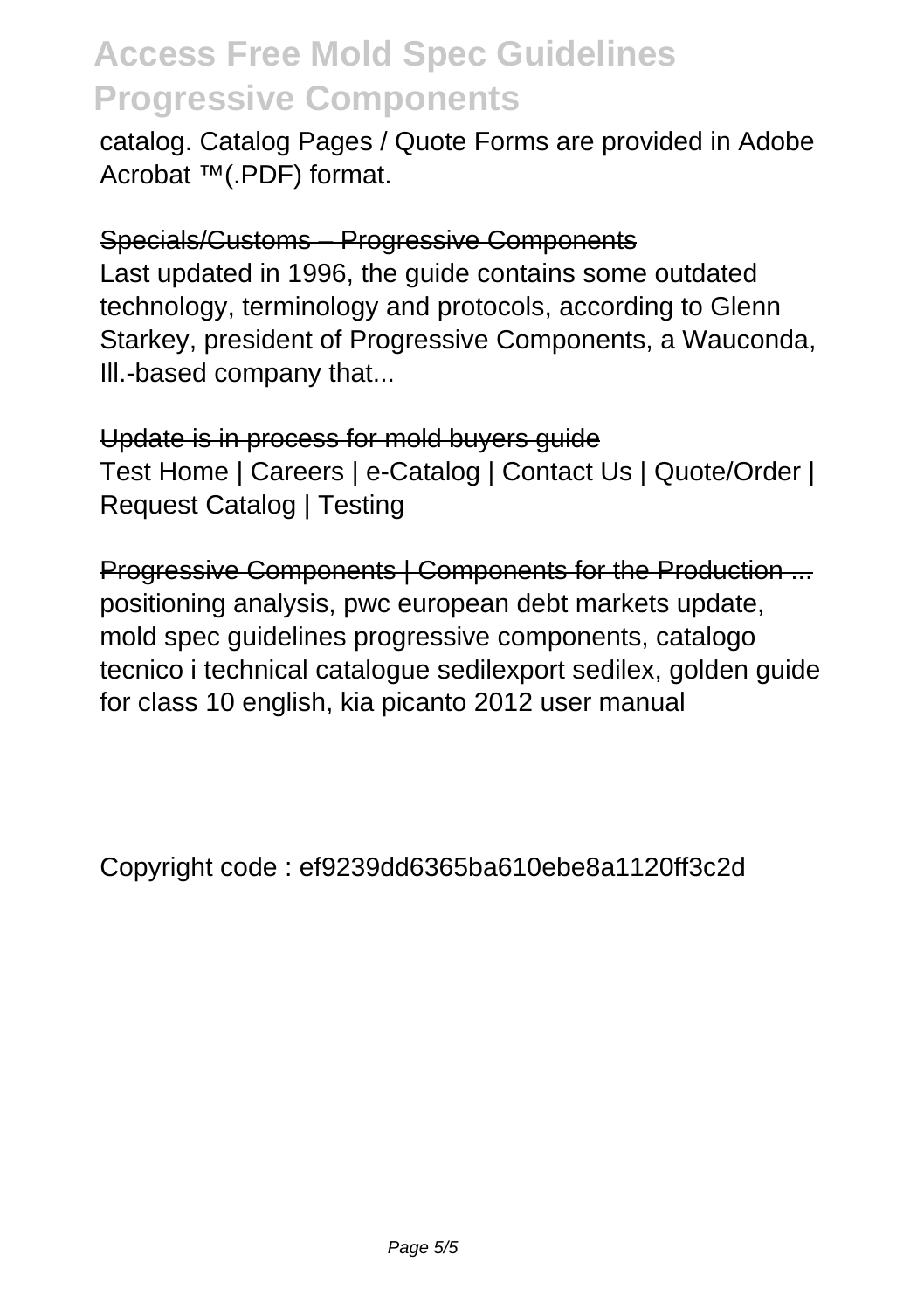catalog. Catalog Pages / Quote Forms are provided in Adobe Acrobat ™(.PDF) format.

Specials/Customs – Progressive Components

Last updated in 1996, the guide contains some outdated technology, terminology and protocols, according to Glenn Starkey, president of Progressive Components, a Wauconda, Ill.-based company that...

Update is in process for mold buyers guide

Test Home | Careers | e-Catalog | Contact Us | Quote/Order | Request Catalog | Testing

Progressive Components | Components for the Production ...

positioning analysis, pwc european debt markets update, mold spec guidelines progressive components, catalogo tecnico i technical catalogue sedilexport sedilex, golden guide for class 10 english, kia picanto 2012 user manual

Copyright code : ef9239dd6365ba610ebe8a1120ff3c2d